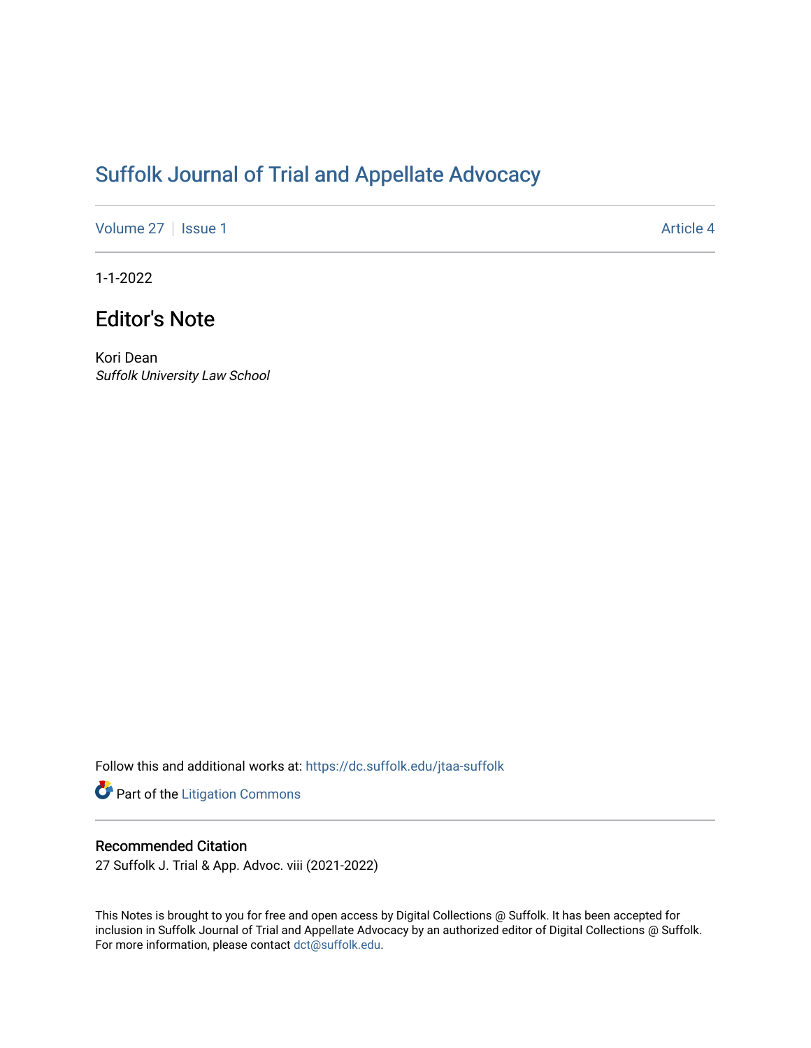# Suffolk Journal of Trial and Appellate Advocacy

Volume 27 | Issue 1 | Article 4

1-1-2022

## Editor's Note

Kori Dean
*Suffolk University Law School*

Follow this and additional works at: https://dc.suffolk.edu/jtaa-suffolk

Part of the Litigation Commons

### Recommended Citation

27 Suffolk J. Trial & App. Advoc. viii (2021-2022)

This Notes is brought to you for free and open access by Digital Collections @ Suffolk. It has been accepted for inclusion in Suffolk Journal of Trial and Appellate Advocacy by an authorized editor of Digital Collections @ Suffolk. For more information, please contact dct@suffolk.edu.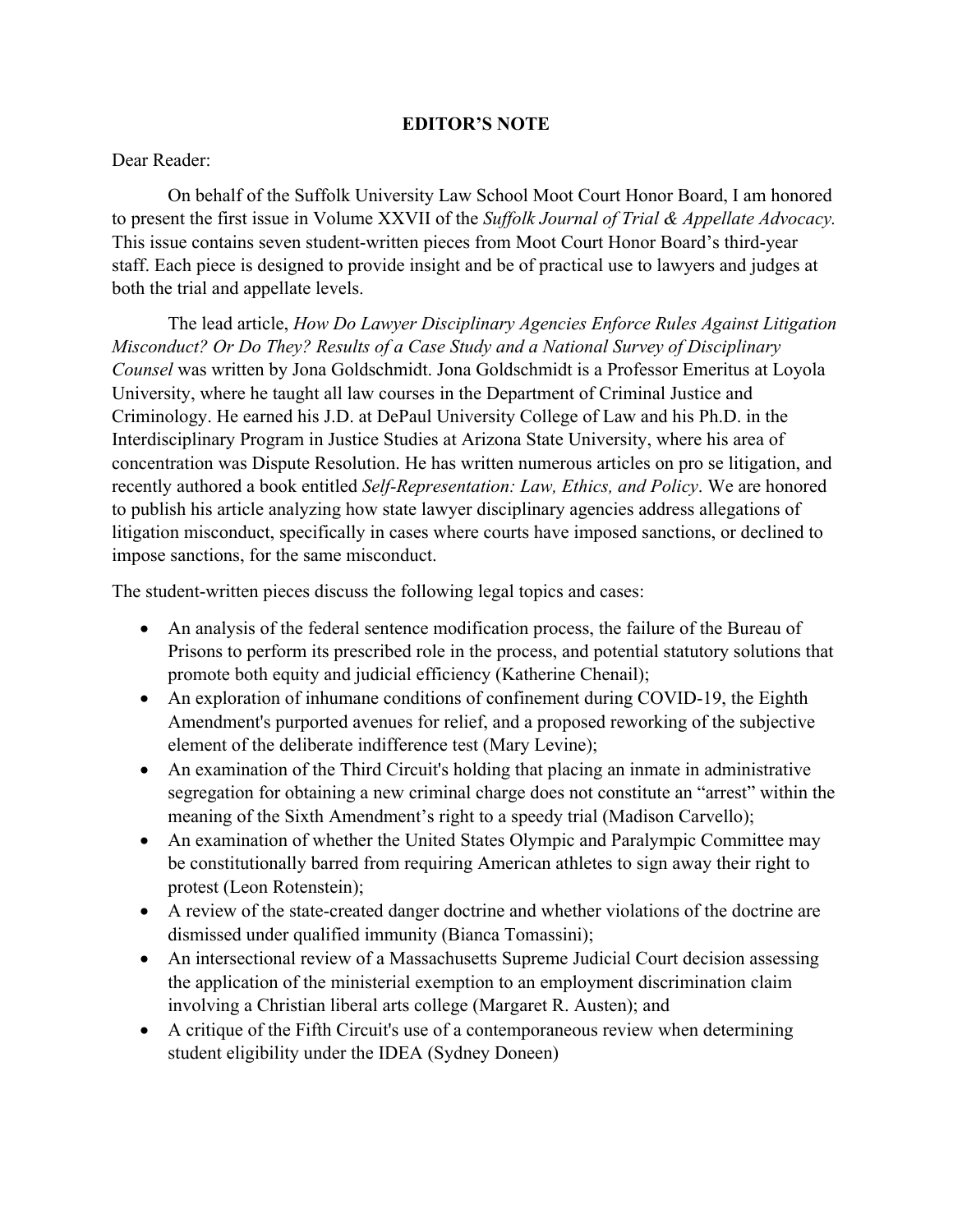# EDITOR'S NOTE

Dear Reader:

On behalf of the Suffolk University Law School Moot Court Honor Board, I am honored to present the first issue in Volume XXVII of the *Suffolk Journal of Trial & Appellate Advocacy.* This issue contains seven student-written pieces from Moot Court Honor Board's third-year staff. Each piece is designed to provide insight and be of practical use to lawyers and judges at both the trial and appellate levels.

The lead article, *How Do Lawyer Disciplinary Agencies Enforce Rules Against Litigation Misconduct? Or Do They? Results of a Case Study and a National Survey of Disciplinary Counsel* was written by Jona Goldschmidt. Jona Goldschmidt is a Professor Emeritus at Loyola University, where he taught all law courses in the Department of Criminal Justice and Criminology. He earned his J.D. at DePaul University College of Law and his Ph.D. in the Interdisciplinary Program in Justice Studies at Arizona State University, where his area of concentration was Dispute Resolution. He has written numerous articles on pro se litigation, and recently authored a book entitled *Self-Representation: Law, Ethics, and Policy*. We are honored to publish his article analyzing how state lawyer disciplinary agencies address allegations of litigation misconduct, specifically in cases where courts have imposed sanctions, or declined to impose sanctions, for the same misconduct.

The student-written pieces discuss the following legal topics and cases:

- An analysis of the federal sentence modification process, the failure of the Bureau of Prisons to perform its prescribed role in the process, and potential statutory solutions that promote both equity and judicial efficiency (Katherine Chenail);
- An exploration of inhumane conditions of confinement during COVID-19, the Eighth Amendment's purported avenues for relief, and a proposed reworking of the subjective element of the deliberate indifference test (Mary Levine);
- An examination of the Third Circuit's holding that placing an inmate in administrative segregation for obtaining a new criminal charge does not constitute an "arrest" within the meaning of the Sixth Amendment's right to a speedy trial (Madison Carvello);
- An examination of whether the United States Olympic and Paralympic Committee may be constitutionally barred from requiring American athletes to sign away their right to protest (Leon Rotenstein);
- A review of the state-created danger doctrine and whether violations of the doctrine are dismissed under qualified immunity (Bianca Tomassini);
- An intersectional review of a Massachusetts Supreme Judicial Court decision assessing the application of the ministerial exemption to an employment discrimination claim involving a Christian liberal arts college (Margaret R. Austen); and
- A critique of the Fifth Circuit's use of a contemporaneous review when determining student eligibility under the IDEA (Sydney Doneen)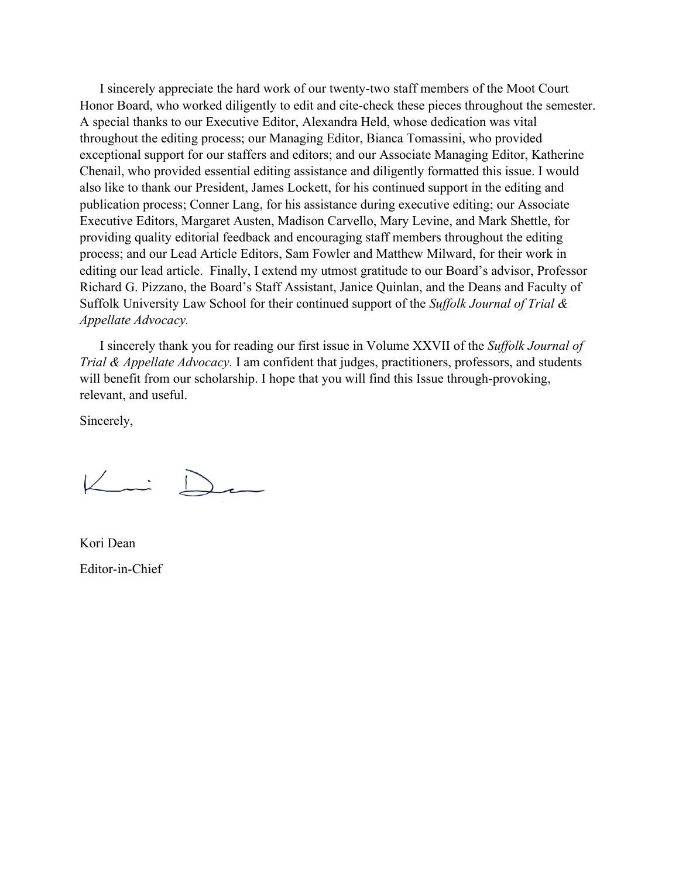I sincerely appreciate the hard work of our twenty-two staff members of the Moot Court Honor Board, who worked diligently to edit and cite-check these pieces throughout the semester. A special thanks to our Executive Editor, Alexandra Held, whose dedication was vital throughout the editing process; our Managing Editor, Bianca Tomassini, who provided exceptional support for our staffers and editors; and our Associate Managing Editor, Katherine Chenail, who provided essential editing assistance and diligently formatted this issue. I would also like to thank our President, James Lockett, for his continued support in the editing and publication process; Conner Lang, for his assistance during executive editing; our Associate Executive Editors, Margaret Austen, Madison Carvello, Mary Levine, and Mark Shettle, for providing quality editorial feedback and encouraging staff members throughout the editing process; and our Lead Article Editors, Sam Fowler and Matthew Milward, for their work in editing our lead article. Finally, I extend my utmost gratitude to our Board's advisor, Professor Richard G. Pizzano, the Board's Staff Assistant, Janice Quinlan, and the Deans and Faculty of Suffolk University Law School for their continued support of the *Suffolk Journal of Trial & Appellate Advocacy.*

I sincerely thank you for reading our first issue in Volume XXVII of the *Suffolk Journal of Trial & Appellate Advocacy.* I am confident that judges, practitioners, professors, and students will benefit from our scholarship. I hope that you will find this Issue through-provoking, relevant, and useful.

Sincerely,

Kori Dean

Editor-in-Chief